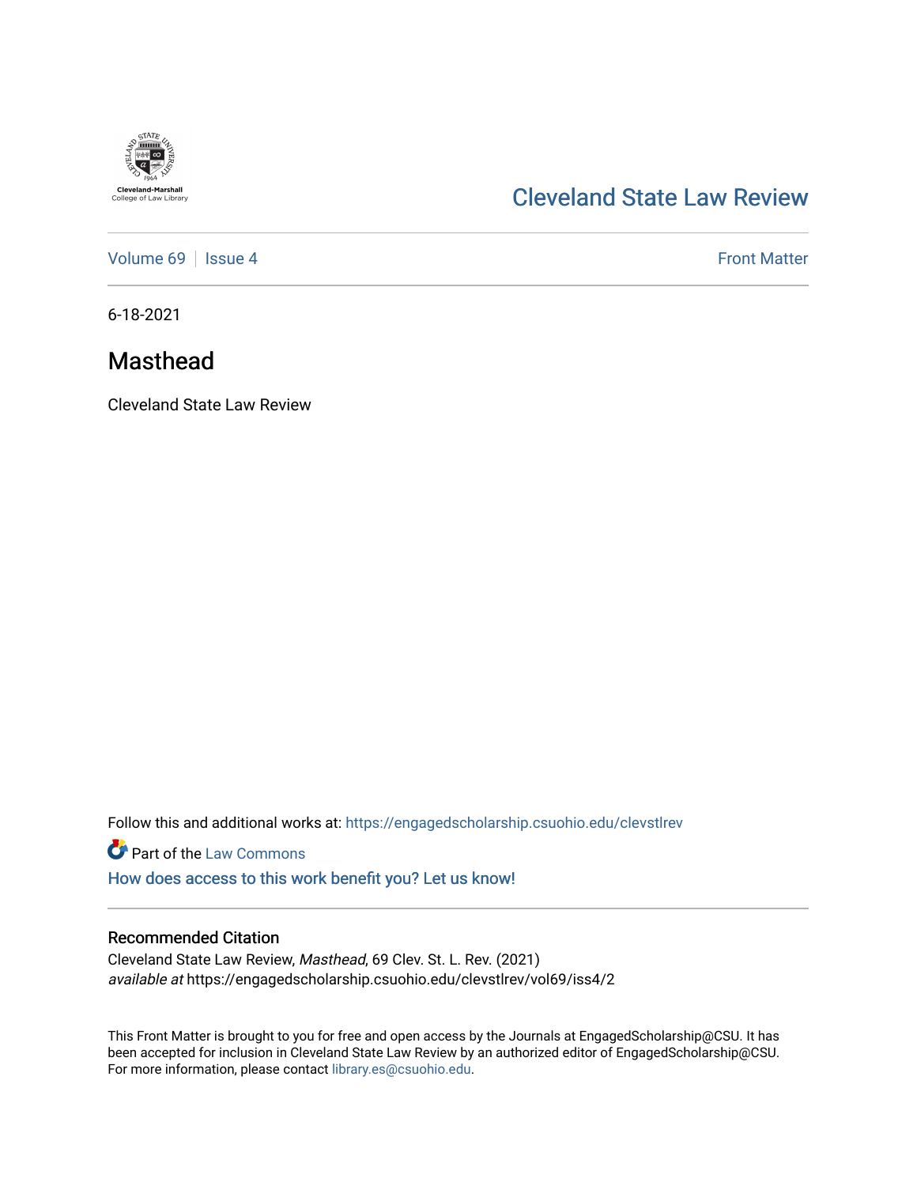Cleveland-Marshall College of Law Library

# Cleveland State Law Review

Volume 69 | Issue 4 — Front Matter

6-18-2021

## Masthead

Cleveland State Law Review

Follow this and additional works at: https://engagedscholarship.csuohio.edu/clevstlrev

Part of the Law Commons

How does access to this work benefit you? Let us know!

### Recommended Citation

Cleveland State Law Review, *Masthead*, 69 Clev. St. L. Rev. (2021)
*available at* https://engagedscholarship.csuohio.edu/clevstlrev/vol69/iss4/2

This Front Matter is brought to you for free and open access by the Journals at EngagedScholarship@CSU. It has been accepted for inclusion in Cleveland State Law Review by an authorized editor of EngagedScholarship@CSU. For more information, please contact library.es@csuohio.edu.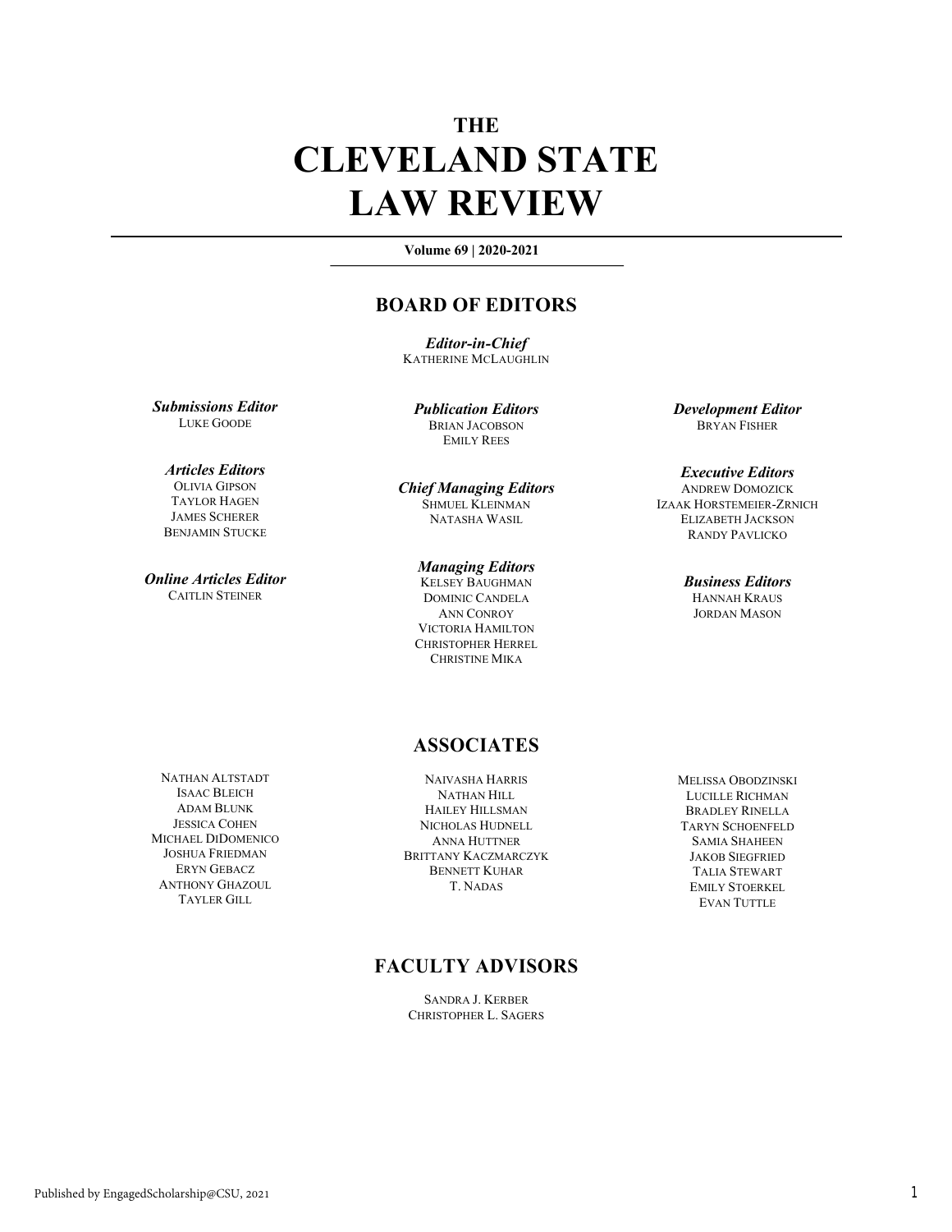# THE CLEVELAND STATE LAW REVIEW

**Volume 69 | 2020-2021**

## BOARD OF EDITORS

***Editor-in-Chief***
KATHERINE MCLAUGHLIN

***Submissions Editor***
LUKE GOODE

***Publication Editors***
BRIAN JACOBSON
EMILY REES

***Development Editor***
BRYAN FISHER

***Articles Editors***
OLIVIA GIPSON
TAYLOR HAGEN
JAMES SCHERER
BENJAMIN STUCKE

***Chief Managing Editors***
SHMUEL KLEINMAN
NATASHA WASIL

***Executive Editors***
ANDREW DOMOZICK
IZAAK HORSTEMEIER-ZRNICH
ELIZABETH JACKSON
RANDY PAVLICKO

***Online Articles Editor***
CAITLIN STEINER

***Managing Editors***
KELSEY BAUGHMAN
DOMINIC CANDELA
ANN CONROY
VICTORIA HAMILTON
CHRISTOPHER HERREL
CHRISTINE MIKA

***Business Editors***
HANNAH KRAUS
JORDAN MASON

## ASSOCIATES

NATHAN ALTSTADT
ISAAC BLEICH
ADAM BLUNK
JESSICA COHEN
MICHAEL DIDOMENICO
JOSHUA FRIEDMAN
ERYN GEBACZ
ANTHONY GHAZOUL
TAYLER GILL
NAIVASHA HARRIS
NATHAN HILL
HAILEY HILLSMAN
NICHOLAS HUDNELL
ANNA HUTTNER
BRITTANY KACZMARCZYK
BENNETT KUHAR
T. NADAS
MELISSA OBODZINSKI
LUCILLE RICHMAN
BRADLEY RINELLA
TARYN SCHOENFELD
SAMIA SHAHEEN
JAKOB SIEGFRIED
TALIA STEWART
EMILY STOERKEL
EVAN TUTTLE

## FACULTY ADVISORS

SANDRA J. KERBER
CHRISTOPHER L. SAGERS